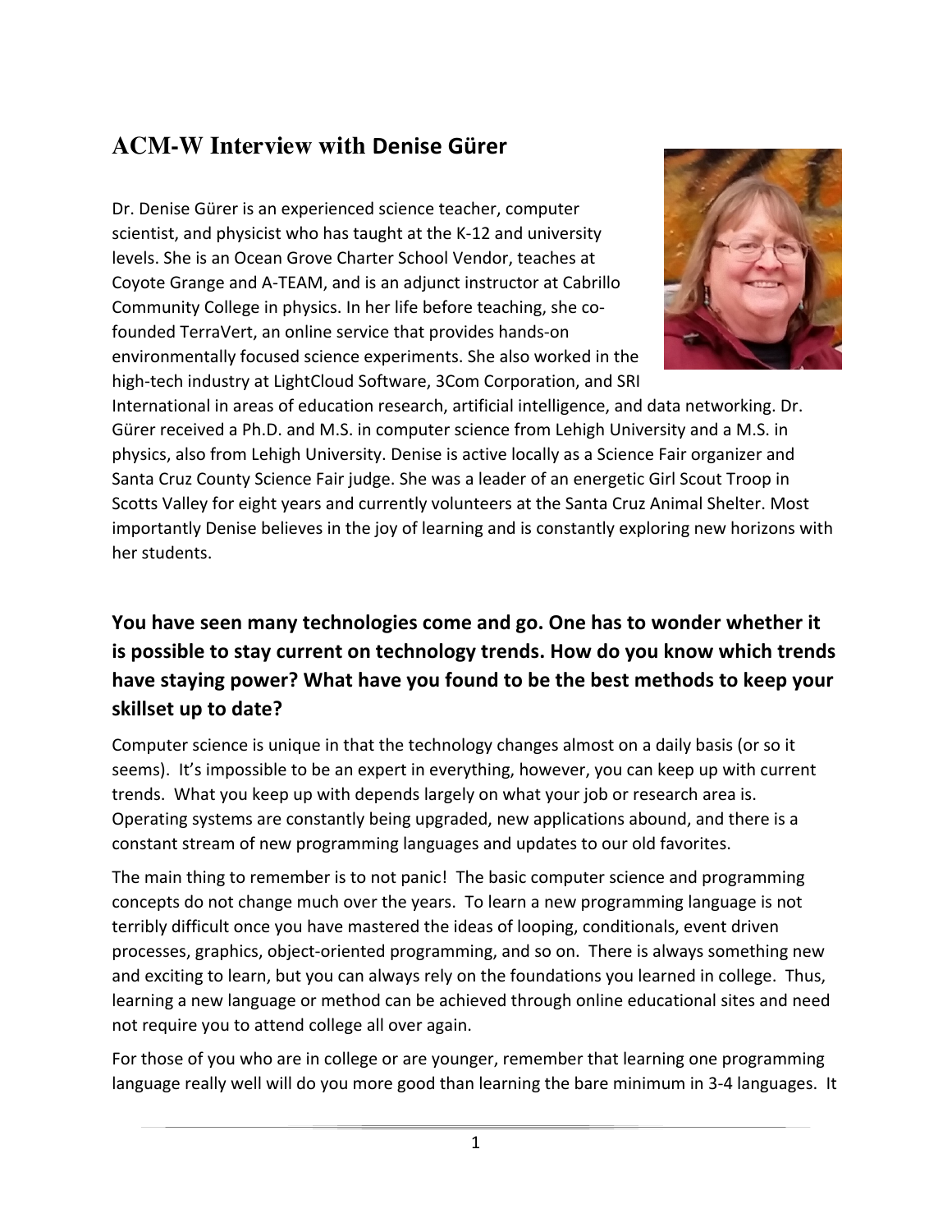# ACM-W Interview with Denise Gürer

Dr. Denise Gürer is an experienced science teacher, computer scientist, and physicist who has taught at the K-12 and university levels. She is an Ocean Grove Charter School Vendor, teaches at Coyote Grange and A-TEAM, and is an adjunct instructor at Cabrillo Community College in physics. In her life before teaching, she co-founded TerraVert, an online service that provides hands-on environmentally focused science experiments. She also worked in the high-tech industry at LightCloud Software, 3Com Corporation, and SRI International in areas of education research, artificial intelligence, and data networking. Dr. Gürer received a Ph.D. and M.S. in computer science from Lehigh University and a M.S. in physics, also from Lehigh University. Denise is active locally as a Science Fair organizer and Santa Cruz County Science Fair judge. She was a leader of an energetic Girl Scout Troop in Scotts Valley for eight years and currently volunteers at the Santa Cruz Animal Shelter. Most importantly Denise believes in the joy of learning and is constantly exploring new horizons with her students.

## You have seen many technologies come and go. One has to wonder whether it is possible to stay current on technology trends. How do you know which trends have staying power? What have you found to be the best methods to keep your skillset up to date?

Computer science is unique in that the technology changes almost on a daily basis (or so it seems). It's impossible to be an expert in everything, however, you can keep up with current trends. What you keep up with depends largely on what your job or research area is. Operating systems are constantly being upgraded, new applications abound, and there is a constant stream of new programming languages and updates to our old favorites.

The main thing to remember is to not panic! The basic computer science and programming concepts do not change much over the years. To learn a new programming language is not terribly difficult once you have mastered the ideas of looping, conditionals, event driven processes, graphics, object-oriented programming, and so on. There is always something new and exciting to learn, but you can always rely on the foundations you learned in college. Thus, learning a new language or method can be achieved through online educational sites and need not require you to attend college all over again.

For those of you who are in college or are younger, remember that learning one programming language really well will do you more good than learning the bare minimum in 3-4 languages. It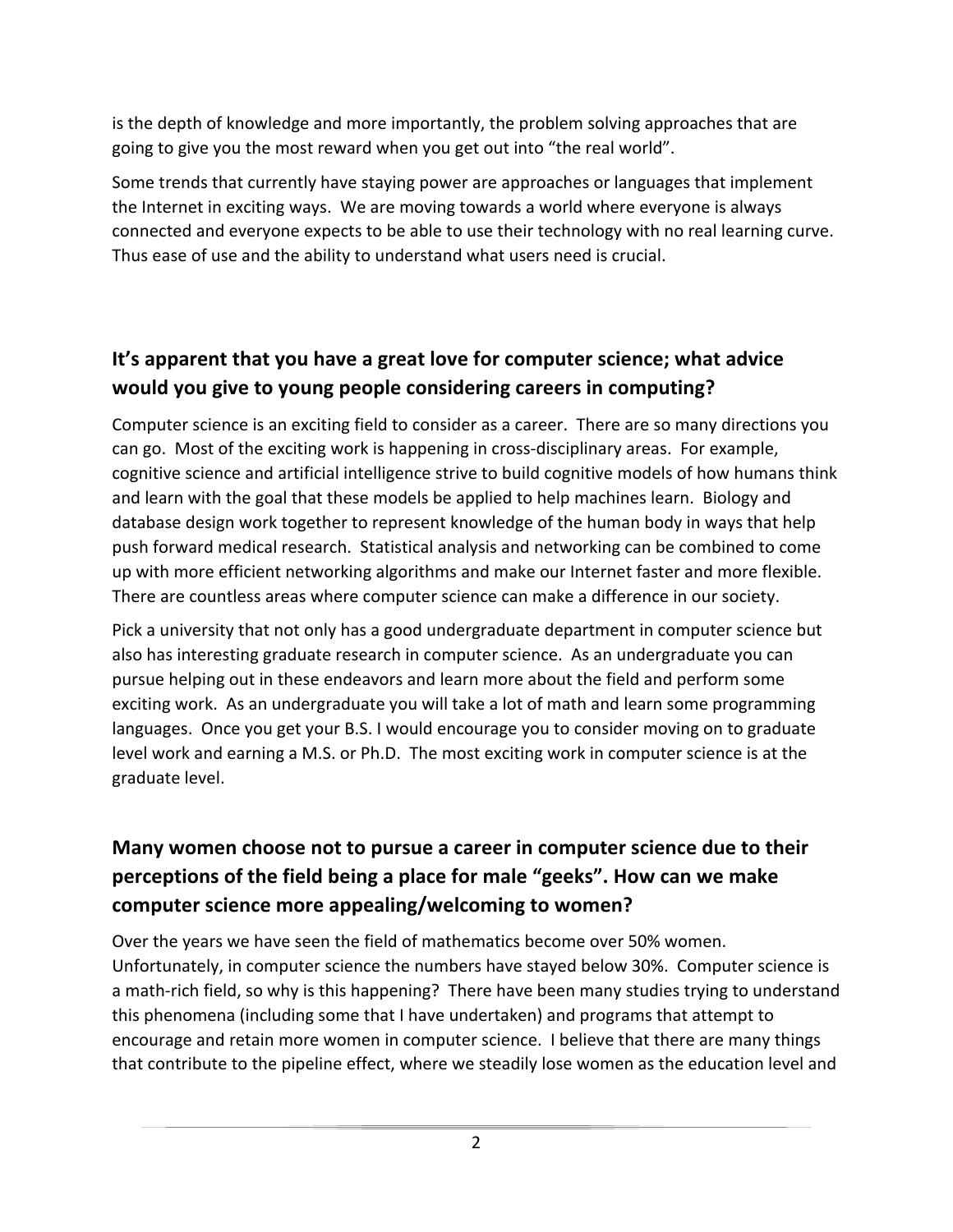is the depth of knowledge and more importantly, the problem solving approaches that are going to give you the most reward when you get out into "the real world".

Some trends that currently have staying power are approaches or languages that implement the Internet in exciting ways. We are moving towards a world where everyone is always connected and everyone expects to be able to use their technology with no real learning curve. Thus ease of use and the ability to understand what users need is crucial.

## It's apparent that you have a great love for computer science; what advice would you give to young people considering careers in computing?

Computer science is an exciting field to consider as a career. There are so many directions you can go. Most of the exciting work is happening in cross-disciplinary areas. For example, cognitive science and artificial intelligence strive to build cognitive models of how humans think and learn with the goal that these models be applied to help machines learn. Biology and database design work together to represent knowledge of the human body in ways that help push forward medical research. Statistical analysis and networking can be combined to come up with more efficient networking algorithms and make our Internet faster and more flexible. There are countless areas where computer science can make a difference in our society.

Pick a university that not only has a good undergraduate department in computer science but also has interesting graduate research in computer science. As an undergraduate you can pursue helping out in these endeavors and learn more about the field and perform some exciting work. As an undergraduate you will take a lot of math and learn some programming languages. Once you get your B.S. I would encourage you to consider moving on to graduate level work and earning a M.S. or Ph.D. The most exciting work in computer science is at the graduate level.

## Many women choose not to pursue a career in computer science due to their perceptions of the field being a place for male "geeks". How can we make computer science more appealing/welcoming to women?

Over the years we have seen the field of mathematics become over 50% women. Unfortunately, in computer science the numbers have stayed below 30%. Computer science is a math-rich field, so why is this happening? There have been many studies trying to understand this phenomena (including some that I have undertaken) and programs that attempt to encourage and retain more women in computer science. I believe that there are many things that contribute to the pipeline effect, where we steadily lose women as the education level and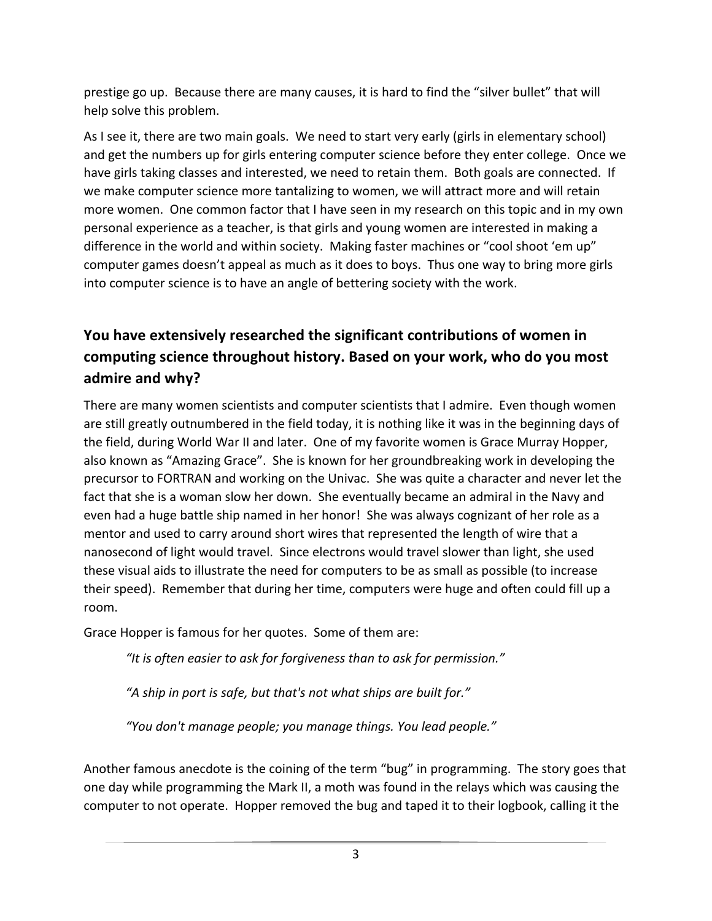prestige go up. Because there are many causes, it is hard to find the "silver bullet" that will help solve this problem.

As I see it, there are two main goals. We need to start very early (girls in elementary school) and get the numbers up for girls entering computer science before they enter college. Once we have girls taking classes and interested, we need to retain them. Both goals are connected. If we make computer science more tantalizing to women, we will attract more and will retain more women. One common factor that I have seen in my research on this topic and in my own personal experience as a teacher, is that girls and young women are interested in making a difference in the world and within society. Making faster machines or "cool shoot 'em up" computer games doesn't appeal as much as it does to boys. Thus one way to bring more girls into computer science is to have an angle of bettering society with the work.

## You have extensively researched the significant contributions of women in computing science throughout history. Based on your work, who do you most admire and why?

There are many women scientists and computer scientists that I admire. Even though women are still greatly outnumbered in the field today, it is nothing like it was in the beginning days of the field, during World War II and later. One of my favorite women is Grace Murray Hopper, also known as "Amazing Grace". She is known for her groundbreaking work in developing the precursor to FORTRAN and working on the Univac. She was quite a character and never let the fact that she is a woman slow her down. She eventually became an admiral in the Navy and even had a huge battle ship named in her honor! She was always cognizant of her role as a mentor and used to carry around short wires that represented the length of wire that a nanosecond of light would travel. Since electrons would travel slower than light, she used these visual aids to illustrate the need for computers to be as small as possible (to increase their speed). Remember that during her time, computers were huge and often could fill up a room.

Grace Hopper is famous for her quotes. Some of them are:

> *"It is often easier to ask for forgiveness than to ask for permission."*
>
> *"A ship in port is safe, but that's not what ships are built for."*
>
> *"You don't manage people; you manage things. You lead people."*

Another famous anecdote is the coining of the term "bug" in programming. The story goes that one day while programming the Mark II, a moth was found in the relays which was causing the computer to not operate. Hopper removed the bug and taped it to their logbook, calling it the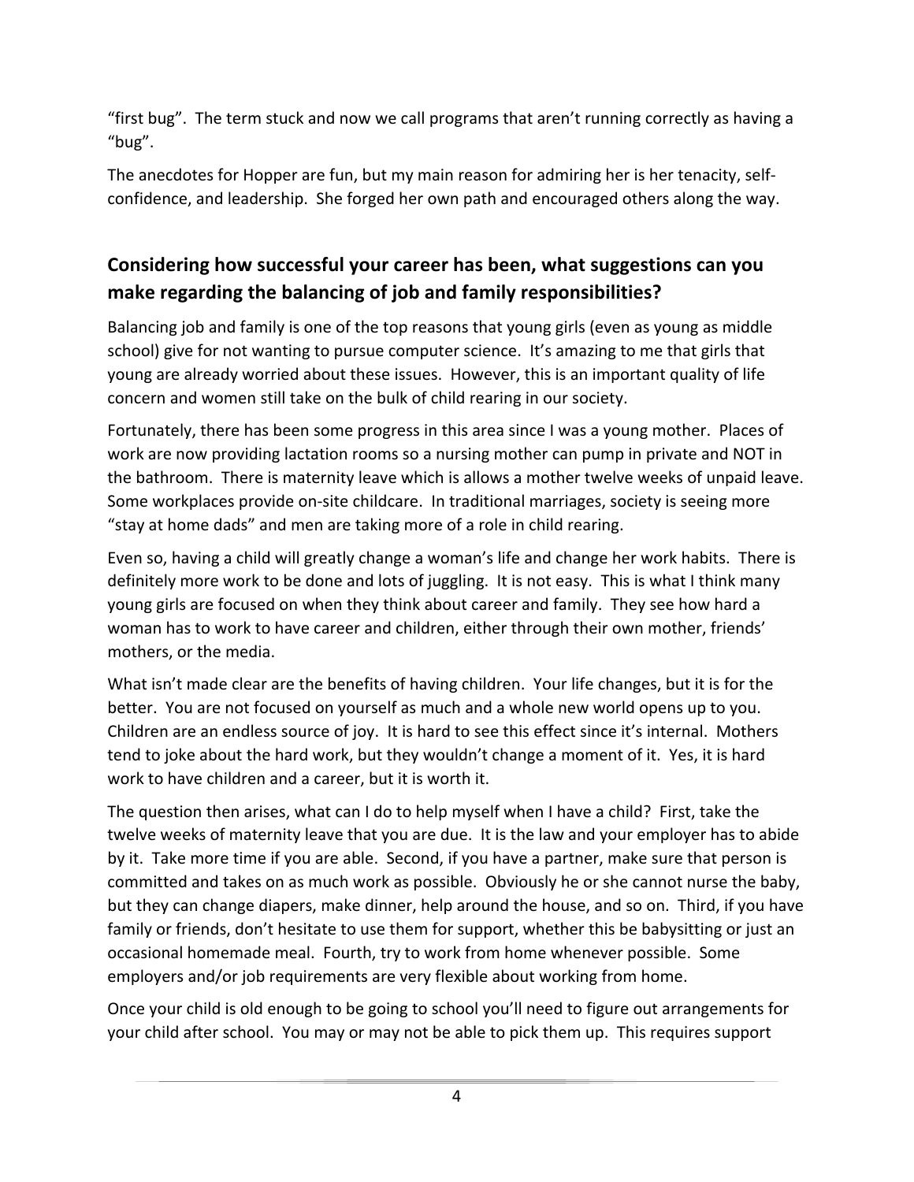"first bug". The term stuck and now we call programs that aren't running correctly as having a "bug".

The anecdotes for Hopper are fun, but my main reason for admiring her is her tenacity, self-confidence, and leadership. She forged her own path and encouraged others along the way.

## Considering how successful your career has been, what suggestions can you make regarding the balancing of job and family responsibilities?

Balancing job and family is one of the top reasons that young girls (even as young as middle school) give for not wanting to pursue computer science. It's amazing to me that girls that young are already worried about these issues. However, this is an important quality of life concern and women still take on the bulk of child rearing in our society.

Fortunately, there has been some progress in this area since I was a young mother. Places of work are now providing lactation rooms so a nursing mother can pump in private and NOT in the bathroom. There is maternity leave which is allows a mother twelve weeks of unpaid leave. Some workplaces provide on-site childcare. In traditional marriages, society is seeing more "stay at home dads" and men are taking more of a role in child rearing.

Even so, having a child will greatly change a woman's life and change her work habits. There is definitely more work to be done and lots of juggling. It is not easy. This is what I think many young girls are focused on when they think about career and family. They see how hard a woman has to work to have career and children, either through their own mother, friends' mothers, or the media.

What isn't made clear are the benefits of having children. Your life changes, but it is for the better. You are not focused on yourself as much and a whole new world opens up to you. Children are an endless source of joy. It is hard to see this effect since it's internal. Mothers tend to joke about the hard work, but they wouldn't change a moment of it. Yes, it is hard work to have children and a career, but it is worth it.

The question then arises, what can I do to help myself when I have a child? First, take the twelve weeks of maternity leave that you are due. It is the law and your employer has to abide by it. Take more time if you are able. Second, if you have a partner, make sure that person is committed and takes on as much work as possible. Obviously he or she cannot nurse the baby, but they can change diapers, make dinner, help around the house, and so on. Third, if you have family or friends, don't hesitate to use them for support, whether this be babysitting or just an occasional homemade meal. Fourth, try to work from home whenever possible. Some employers and/or job requirements are very flexible about working from home.

Once your child is old enough to be going to school you'll need to figure out arrangements for your child after school. You may or may not be able to pick them up. This requires support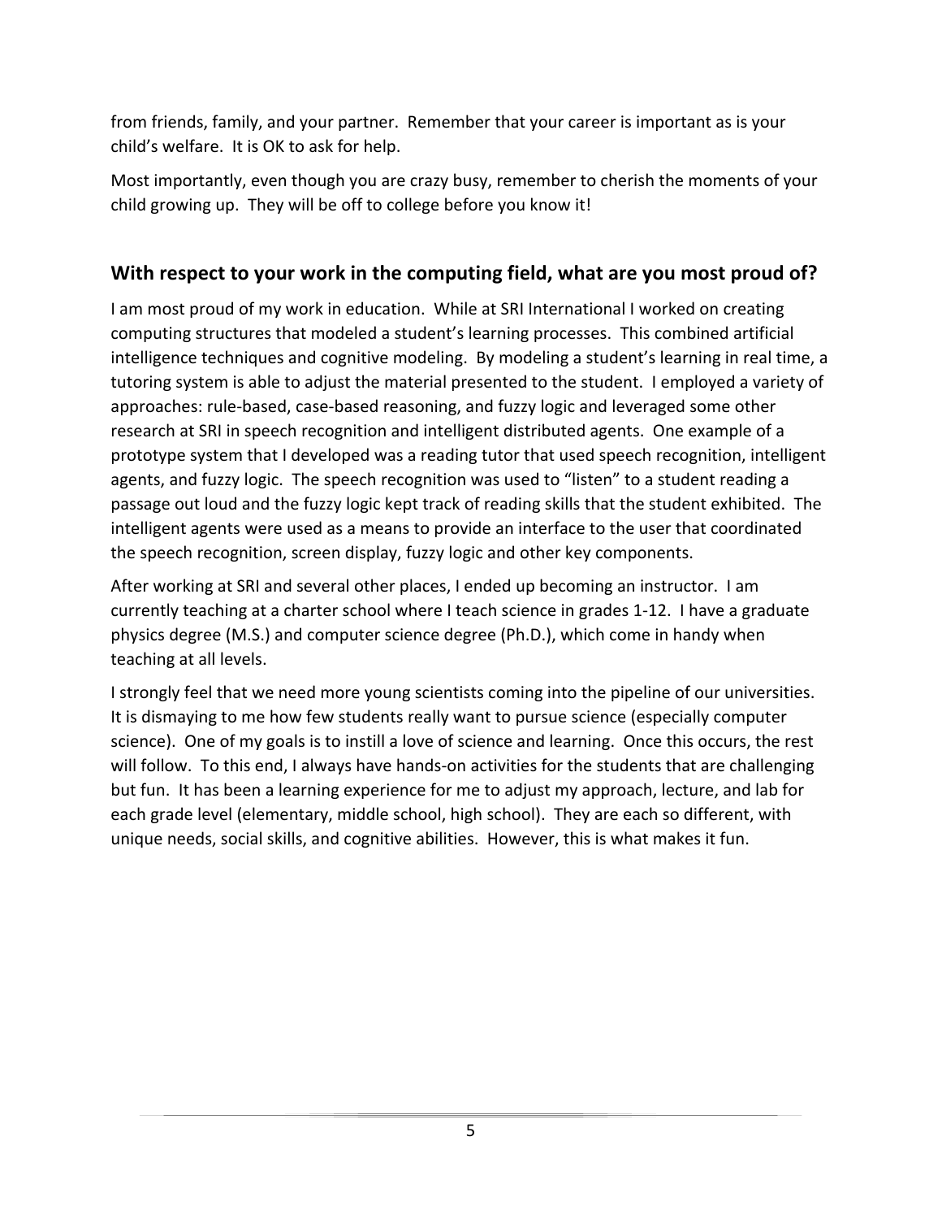from friends, family, and your partner. Remember that your career is important as is your child's welfare. It is OK to ask for help.

Most importantly, even though you are crazy busy, remember to cherish the moments of your child growing up. They will be off to college before you know it!

## With respect to your work in the computing field, what are you most proud of?

I am most proud of my work in education. While at SRI International I worked on creating computing structures that modeled a student's learning processes. This combined artificial intelligence techniques and cognitive modeling. By modeling a student's learning in real time, a tutoring system is able to adjust the material presented to the student. I employed a variety of approaches: rule-based, case-based reasoning, and fuzzy logic and leveraged some other research at SRI in speech recognition and intelligent distributed agents. One example of a prototype system that I developed was a reading tutor that used speech recognition, intelligent agents, and fuzzy logic. The speech recognition was used to "listen" to a student reading a passage out loud and the fuzzy logic kept track of reading skills that the student exhibited. The intelligent agents were used as a means to provide an interface to the user that coordinated the speech recognition, screen display, fuzzy logic and other key components.

After working at SRI and several other places, I ended up becoming an instructor. I am currently teaching at a charter school where I teach science in grades 1-12. I have a graduate physics degree (M.S.) and computer science degree (Ph.D.), which come in handy when teaching at all levels.

I strongly feel that we need more young scientists coming into the pipeline of our universities. It is dismaying to me how few students really want to pursue science (especially computer science). One of my goals is to instill a love of science and learning. Once this occurs, the rest will follow. To this end, I always have hands-on activities for the students that are challenging but fun. It has been a learning experience for me to adjust my approach, lecture, and lab for each grade level (elementary, middle school, high school). They are each so different, with unique needs, social skills, and cognitive abilities. However, this is what makes it fun.